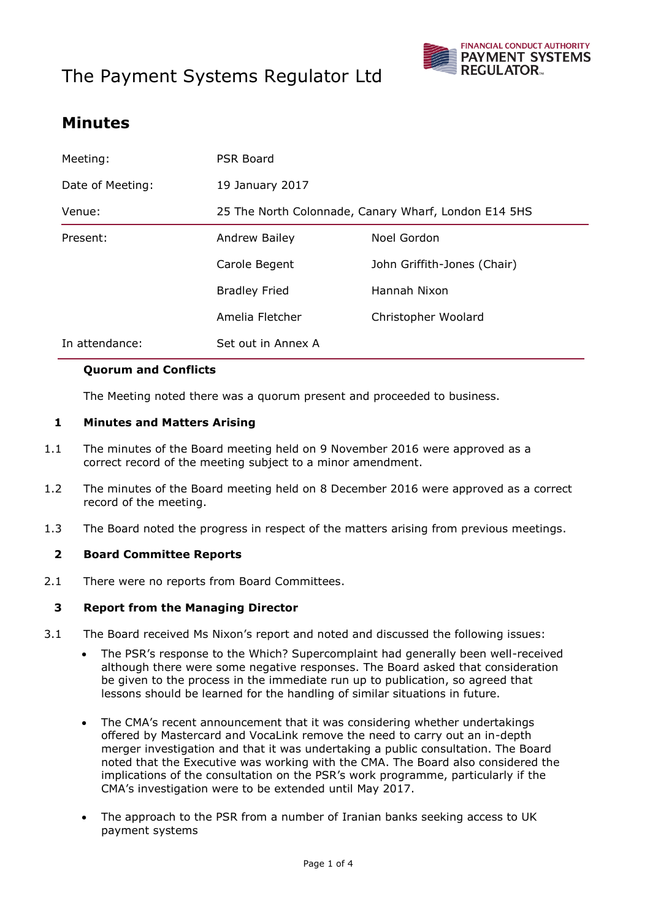# The Payment Systems Regulator Ltd

FINANCIAL CONDUCT AUTHORITY
PAYMENT SYSTEMS REGULATOR

## Minutes

| | | |
|---|---|---|
| Meeting: | PSR Board | |
| Date of Meeting: | 19 January 2017 | |
| Venue: | 25 The North Colonnade, Canary Wharf, London E14 5HS | |
| Present: | Andrew Bailey | Noel Gordon |
| | Carole Begent | John Griffith-Jones (Chair) |
| | Bradley Fried | Hannah Nixon |
| | Amelia Fletcher | Christopher Woolard |
| In attendance: | Set out in Annex A | |

**Quorum and Conflicts**

The Meeting noted there was a quorum present and proceeded to business.

**1 Minutes and Matters Arising**

1.1 The minutes of the Board meeting held on 9 November 2016 were approved as a correct record of the meeting subject to a minor amendment.

1.2 The minutes of the Board meeting held on 8 December 2016 were approved as a correct record of the meeting.

1.3 The Board noted the progress in respect of the matters arising from previous meetings.

**2 Board Committee Reports**

2.1 There were no reports from Board Committees.

**3 Report from the Managing Director**

3.1 The Board received Ms Nixon's report and noted and discussed the following issues:

- The PSR's response to the Which? Supercomplaint had generally been well-received although there were some negative responses. The Board asked that consideration be given to the process in the immediate run up to publication, so agreed that lessons should be learned for the handling of similar situations in future.

- The CMA's recent announcement that it was considering whether undertakings offered by Mastercard and VocaLink remove the need to carry out an in-depth merger investigation and that it was undertaking a public consultation. The Board noted that the Executive was working with the CMA. The Board also considered the implications of the consultation on the PSR's work programme, particularly if the CMA's investigation were to be extended until May 2017.

- The approach to the PSR from a number of Iranian banks seeking access to UK payment systems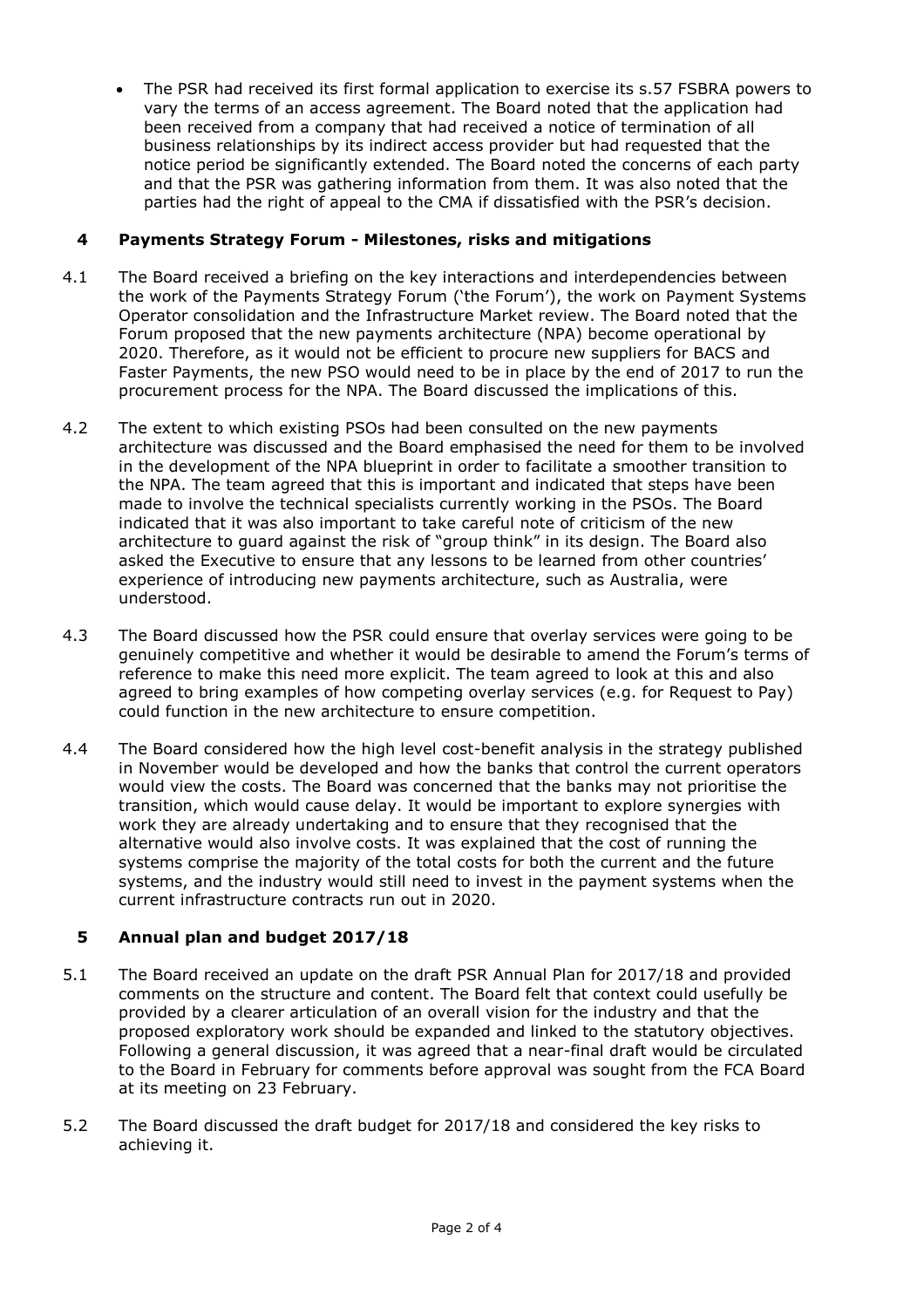- The PSR had received its first formal application to exercise its s.57 FSBRA powers to vary the terms of an access agreement. The Board noted that the application had been received from a company that had received a notice of termination of all business relationships by its indirect access provider but had requested that the notice period be significantly extended. The Board noted the concerns of each party and that the PSR was gathering information from them. It was also noted that the parties had the right of appeal to the CMA if dissatisfied with the PSR's decision.

## 4 Payments Strategy Forum - Milestones, risks and mitigations

4.1 The Board received a briefing on the key interactions and interdependencies between the work of the Payments Strategy Forum ('the Forum'), the work on Payment Systems Operator consolidation and the Infrastructure Market review. The Board noted that the Forum proposed that the new payments architecture (NPA) become operational by 2020. Therefore, as it would not be efficient to procure new suppliers for BACS and Faster Payments, the new PSO would need to be in place by the end of 2017 to run the procurement process for the NPA. The Board discussed the implications of this.

4.2 The extent to which existing PSOs had been consulted on the new payments architecture was discussed and the Board emphasised the need for them to be involved in the development of the NPA blueprint in order to facilitate a smoother transition to the NPA. The team agreed that this is important and indicated that steps have been made to involve the technical specialists currently working in the PSOs. The Board indicated that it was also important to take careful note of criticism of the new architecture to guard against the risk of "group think" in its design. The Board also asked the Executive to ensure that any lessons to be learned from other countries' experience of introducing new payments architecture, such as Australia, were understood.

4.3 The Board discussed how the PSR could ensure that overlay services were going to be genuinely competitive and whether it would be desirable to amend the Forum's terms of reference to make this need more explicit. The team agreed to look at this and also agreed to bring examples of how competing overlay services (e.g. for Request to Pay) could function in the new architecture to ensure competition.

4.4 The Board considered how the high level cost-benefit analysis in the strategy published in November would be developed and how the banks that control the current operators would view the costs. The Board was concerned that the banks may not prioritise the transition, which would cause delay. It would be important to explore synergies with work they are already undertaking and to ensure that they recognised that the alternative would also involve costs. It was explained that the cost of running the systems comprise the majority of the total costs for both the current and the future systems, and the industry would still need to invest in the payment systems when the current infrastructure contracts run out in 2020.

## 5 Annual plan and budget 2017/18

5.1 The Board received an update on the draft PSR Annual Plan for 2017/18 and provided comments on the structure and content. The Board felt that context could usefully be provided by a clearer articulation of an overall vision for the industry and that the proposed exploratory work should be expanded and linked to the statutory objectives. Following a general discussion, it was agreed that a near-final draft would be circulated to the Board in February for comments before approval was sought from the FCA Board at its meeting on 23 February.

5.2 The Board discussed the draft budget for 2017/18 and considered the key risks to achieving it.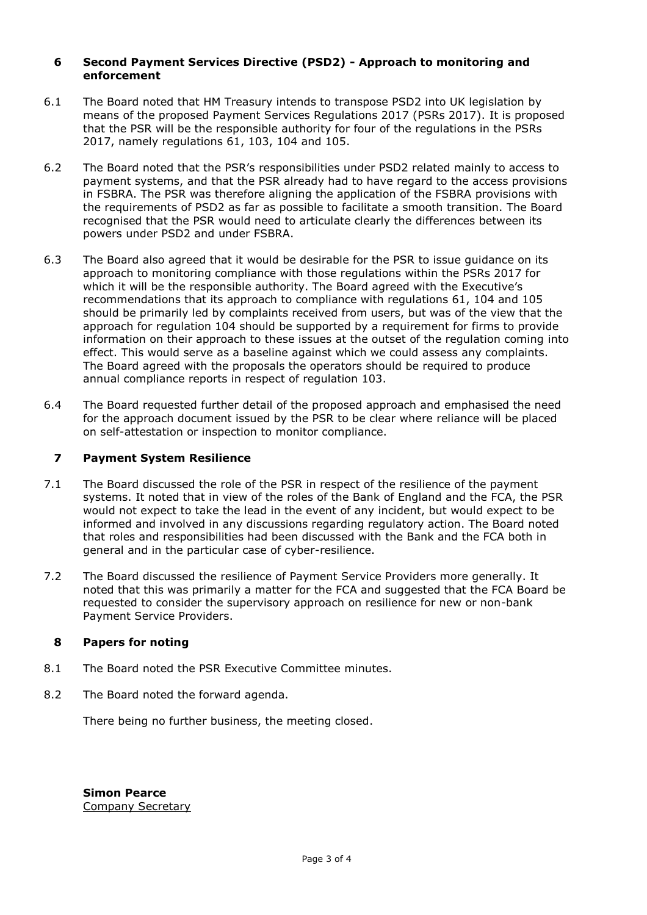## 6 Second Payment Services Directive (PSD2) - Approach to monitoring and enforcement

6.1 The Board noted that HM Treasury intends to transpose PSD2 into UK legislation by means of the proposed Payment Services Regulations 2017 (PSRs 2017). It is proposed that the PSR will be the responsible authority for four of the regulations in the PSRs 2017, namely regulations 61, 103, 104 and 105.

6.2 The Board noted that the PSR's responsibilities under PSD2 related mainly to access to payment systems, and that the PSR already had to have regard to the access provisions in FSBRA. The PSR was therefore aligning the application of the FSBRA provisions with the requirements of PSD2 as far as possible to facilitate a smooth transition. The Board recognised that the PSR would need to articulate clearly the differences between its powers under PSD2 and under FSBRA.

6.3 The Board also agreed that it would be desirable for the PSR to issue guidance on its approach to monitoring compliance with those regulations within the PSRs 2017 for which it will be the responsible authority. The Board agreed with the Executive's recommendations that its approach to compliance with regulations 61, 104 and 105 should be primarily led by complaints received from users, but was of the view that the approach for regulation 104 should be supported by a requirement for firms to provide information on their approach to these issues at the outset of the regulation coming into effect. This would serve as a baseline against which we could assess any complaints. The Board agreed with the proposals the operators should be required to produce annual compliance reports in respect of regulation 103.

6.4 The Board requested further detail of the proposed approach and emphasised the need for the approach document issued by the PSR to be clear where reliance will be placed on self-attestation or inspection to monitor compliance.

## 7 Payment System Resilience

7.1 The Board discussed the role of the PSR in respect of the resilience of the payment systems. It noted that in view of the roles of the Bank of England and the FCA, the PSR would not expect to take the lead in the event of any incident, but would expect to be informed and involved in any discussions regarding regulatory action. The Board noted that roles and responsibilities had been discussed with the Bank and the FCA both in general and in the particular case of cyber-resilience.

7.2 The Board discussed the resilience of Payment Service Providers more generally. It noted that this was primarily a matter for the FCA and suggested that the FCA Board be requested to consider the supervisory approach on resilience for new or non-bank Payment Service Providers.

## 8 Papers for noting

8.1 The Board noted the PSR Executive Committee minutes.

8.2 The Board noted the forward agenda.

There being no further business, the meeting closed.

**Simon Pearce**
Company Secretary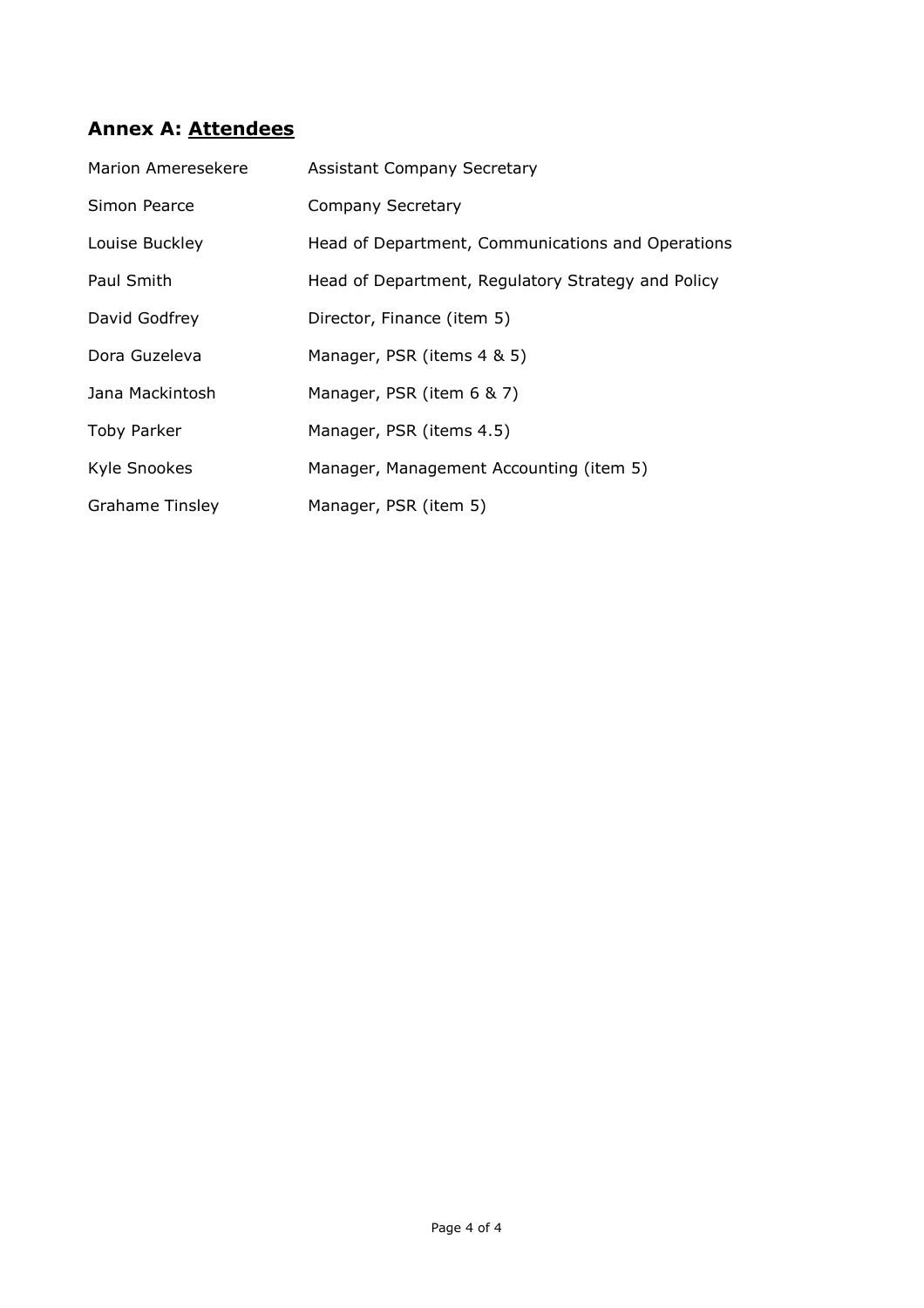## Annex A: <u>Attendees</u>

| | |
|---|---|
| Marion Ameresekere | Assistant Company Secretary |
| Simon Pearce | Company Secretary |
| Louise Buckley | Head of Department, Communications and Operations |
| Paul Smith | Head of Department, Regulatory Strategy and Policy |
| David Godfrey | Director, Finance (item 5) |
| Dora Guzeleva | Manager, PSR (items 4 & 5) |
| Jana Mackintosh | Manager, PSR (item 6 & 7) |
| Toby Parker | Manager, PSR (items 4.5) |
| Kyle Snookes | Manager, Management Accounting (item 5) |
| Grahame Tinsley | Manager, PSR (item 5) |